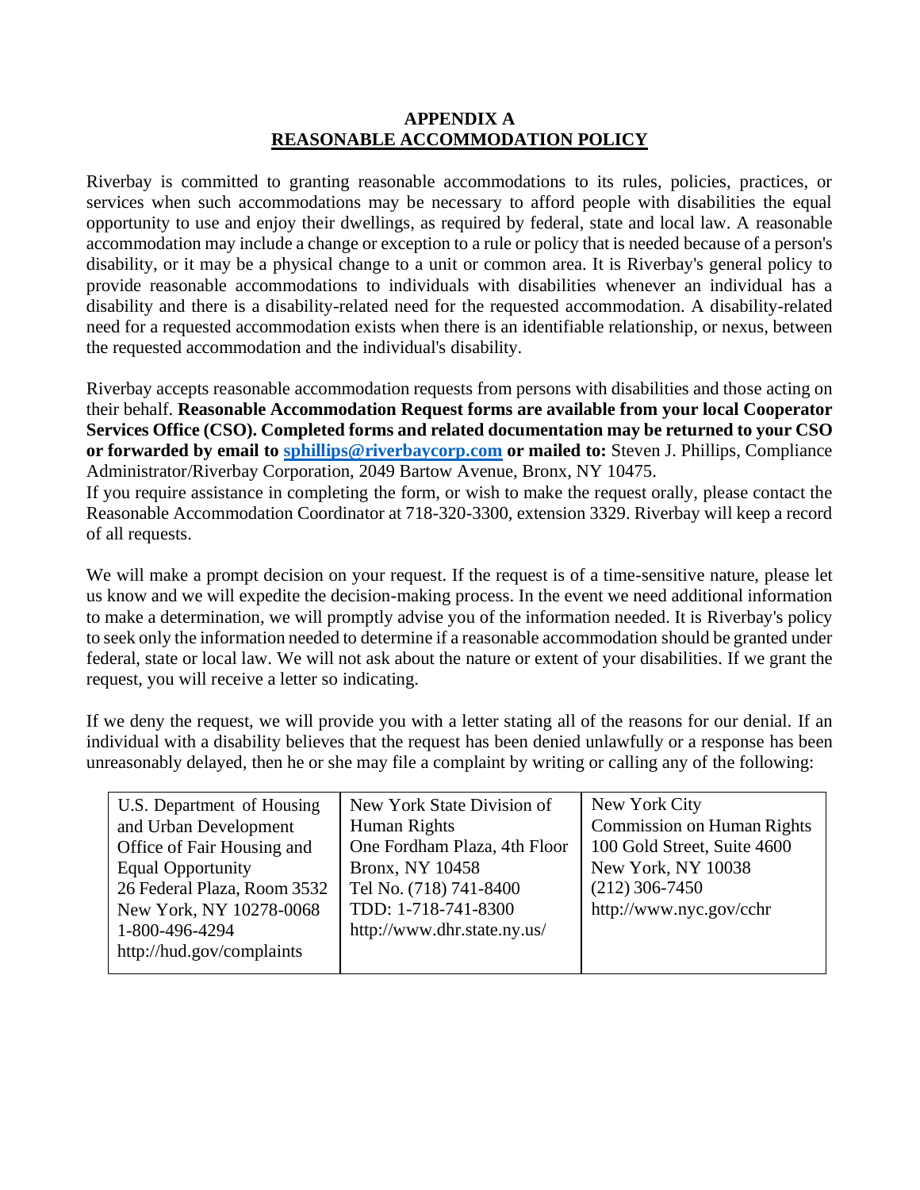# APPENDIX A
## REASONABLE ACCOMMODATION POLICY

Riverbay is committed to granting reasonable accommodations to its rules, policies, practices, or services when such accommodations may be necessary to afford people with disabilities the equal opportunity to use and enjoy their dwellings, as required by federal, state and local law. A reasonable accommodation may include a change or exception to a rule or policy that is needed because of a person's disability, or it may be a physical change to a unit or common area. It is Riverbay's general policy to provide reasonable accommodations to individuals with disabilities whenever an individual has a disability and there is a disability-related need for the requested accommodation. A disability-related need for a requested accommodation exists when there is an identifiable relationship, or nexus, between the requested accommodation and the individual's disability.

Riverbay accepts reasonable accommodation requests from persons with disabilities and those acting on their behalf. **Reasonable Accommodation Request forms are available from your local Cooperator Services Office (CSO). Completed forms and related documentation may be returned to your CSO or forwarded by email to sphillips@riverbaycorp.com or mailed to:** Steven J. Phillips, Compliance Administrator/Riverbay Corporation, 2049 Bartow Avenue, Bronx, NY 10475.

If you require assistance in completing the form, or wish to make the request orally, please contact the Reasonable Accommodation Coordinator at 718-320-3300, extension 3329. Riverbay will keep a record of all requests.

We will make a prompt decision on your request. If the request is of a time-sensitive nature, please let us know and we will expedite the decision-making process. In the event we need additional information to make a determination, we will promptly advise you of the information needed. It is Riverbay's policy to seek only the information needed to determine if a reasonable accommodation should be granted under federal, state or local law. We will not ask about the nature or extent of your disabilities. If we grant the request, you will receive a letter so indicating.

If we deny the request, we will provide you with a letter stating all of the reasons for our denial. If an individual with a disability believes that the request has been denied unlawfully or a response has been unreasonably delayed, then he or she may file a complaint by writing or calling any of the following:

| U.S. Department of Housing and Urban Development<br>Office of Fair Housing and Equal Opportunity<br>26 Federal Plaza, Room 3532<br>New York, NY 10278-0068<br>1-800-496-4294<br>http://hud.gov/complaints | New York State Division of Human Rights<br>One Fordham Plaza, 4th Floor<br>Bronx, NY 10458<br>Tel No. (718) 741-8400<br>TDD: 1-718-741-8300<br>http://www.dhr.state.ny.us/ | New York City Commission on Human Rights<br>100 Gold Street, Suite 4600<br>New York, NY 10038<br>(212) 306-7450<br>http://www.nyc.gov/cchr |
|---|---|---|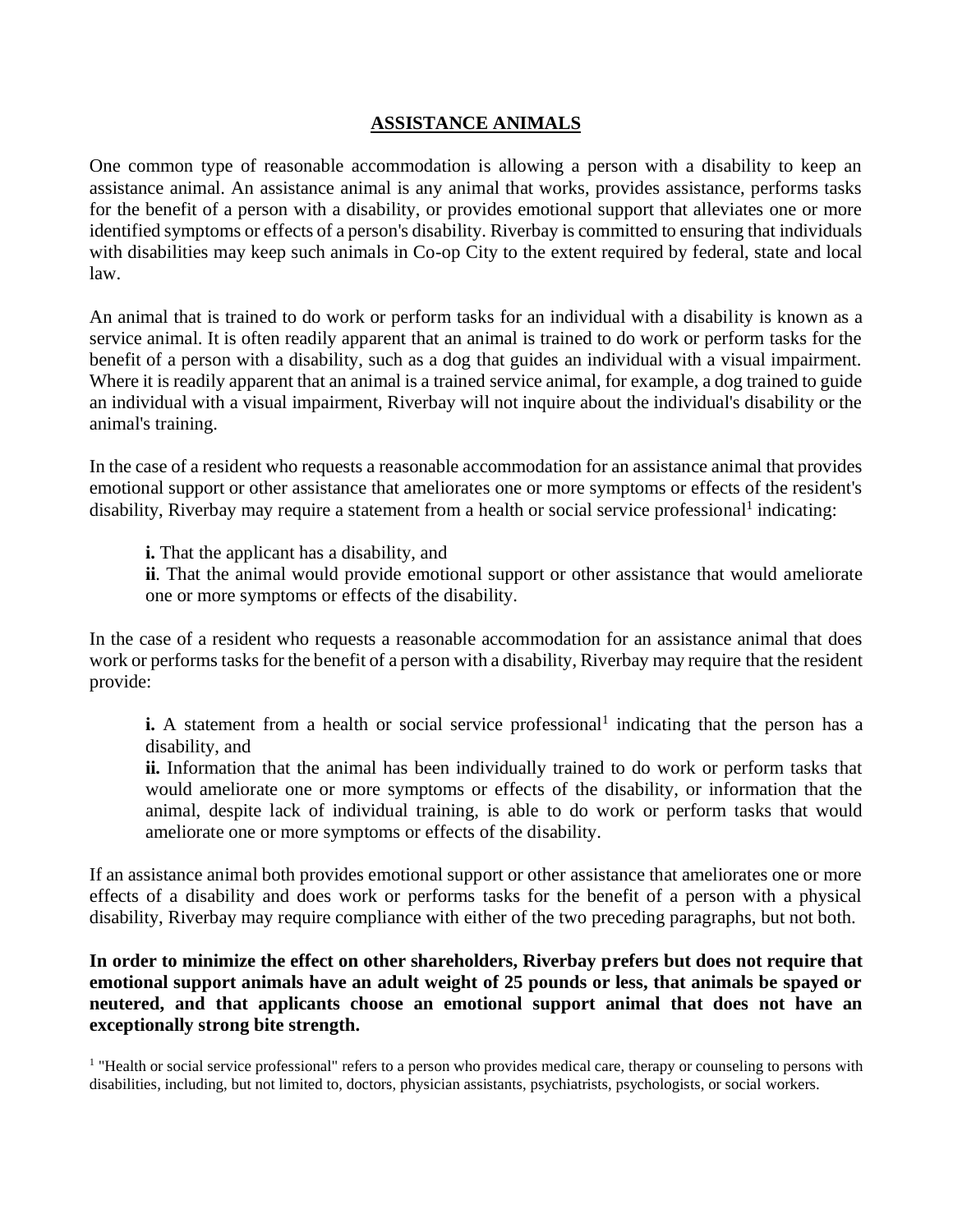## ASSISTANCE ANIMALS

One common type of reasonable accommodation is allowing a person with a disability to keep an assistance animal. An assistance animal is any animal that works, provides assistance, performs tasks for the benefit of a person with a disability, or provides emotional support that alleviates one or more identified symptoms or effects of a person's disability. Riverbay is committed to ensuring that individuals with disabilities may keep such animals in Co-op City to the extent required by federal, state and local law.

An animal that is trained to do work or perform tasks for an individual with a disability is known as a service animal. It is often readily apparent that an animal is trained to do work or perform tasks for the benefit of a person with a disability, such as a dog that guides an individual with a visual impairment. Where it is readily apparent that an animal is a trained service animal, for example, a dog trained to guide an individual with a visual impairment, Riverbay will not inquire about the individual's disability or the animal's training.

In the case of a resident who requests a reasonable accommodation for an assistance animal that provides emotional support or other assistance that ameliorates one or more symptoms or effects of the resident's disability, Riverbay may require a statement from a health or social service professional[1] indicating:

> **i.** That the applicant has a disability, and
>
> **ii**. That the animal would provide emotional support or other assistance that would ameliorate one or more symptoms or effects of the disability.

In the case of a resident who requests a reasonable accommodation for an assistance animal that does work or performs tasks for the benefit of a person with a disability, Riverbay may require that the resident provide:

> **i.** A statement from a health or social service professional[1] indicating that the person has a disability, and
>
> **ii.** Information that the animal has been individually trained to do work or perform tasks that would ameliorate one or more symptoms or effects of the disability, or information that the animal, despite lack of individual training, is able to do work or perform tasks that would ameliorate one or more symptoms or effects of the disability.

If an assistance animal both provides emotional support or other assistance that ameliorates one or more effects of a disability and does work or performs tasks for the benefit of a person with a physical disability, Riverbay may require compliance with either of the two preceding paragraphs, but not both.

**In order to minimize the effect on other shareholders, Riverbay prefers but does not require that emotional support animals have an adult weight of 25 pounds or less, that animals be spayed or neutered, and that applicants choose an emotional support animal that does not have an exceptionally strong bite strength.**

[1] "Health or social service professional" refers to a person who provides medical care, therapy or counseling to persons with disabilities, including, but not limited to, doctors, physician assistants, psychiatrists, psychologists, or social workers.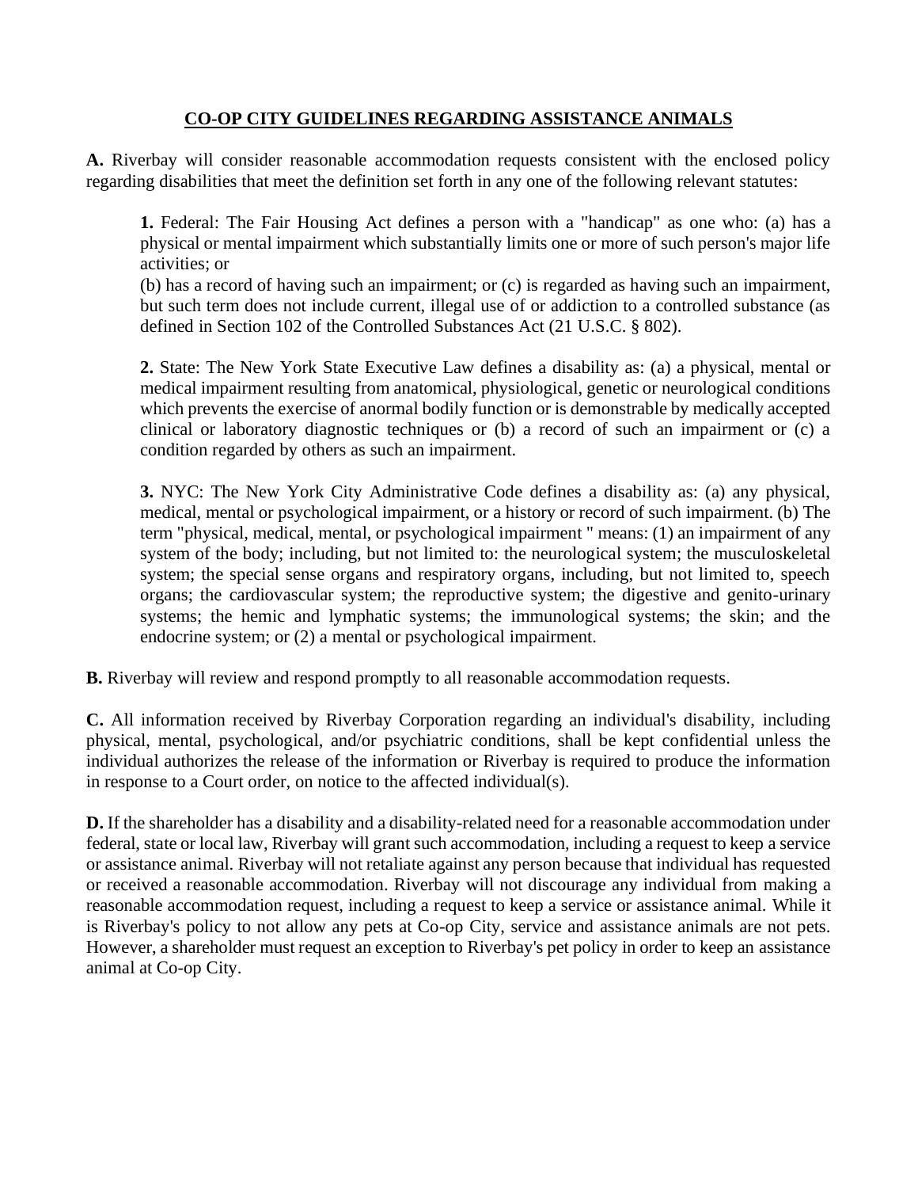## CO-OP CITY GUIDELINES REGARDING ASSISTANCE ANIMALS

**A.** Riverbay will consider reasonable accommodation requests consistent with the enclosed policy regarding disabilities that meet the definition set forth in any one of the following relevant statutes:

> **1.** Federal: The Fair Housing Act defines a person with a "handicap" as one who: (a) has a physical or mental impairment which substantially limits one or more of such person's major life activities; or
> (b) has a record of having such an impairment; or (c) is regarded as having such an impairment, but such term does not include current, illegal use of or addiction to a controlled substance (as defined in Section 102 of the Controlled Substances Act (21 U.S.C. § 802).
>
> **2.** State: The New York State Executive Law defines a disability as: (a) a physical, mental or medical impairment resulting from anatomical, physiological, genetic or neurological conditions which prevents the exercise of anormal bodily function or is demonstrable by medically accepted clinical or laboratory diagnostic techniques or (b) a record of such an impairment or (c) a condition regarded by others as such an impairment.
>
> **3.** NYC: The New York City Administrative Code defines a disability as: (a) any physical, medical, mental or psychological impairment, or a history or record of such impairment. (b) The term "physical, medical, mental, or psychological impairment " means: (1) an impairment of any system of the body; including, but not limited to: the neurological system; the musculoskeletal system; the special sense organs and respiratory organs, including, but not limited to, speech organs; the cardiovascular system; the reproductive system; the digestive and genito-urinary systems; the hemic and lymphatic systems; the immunological systems; the skin; and the endocrine system; or (2) a mental or psychological impairment.

**B.** Riverbay will review and respond promptly to all reasonable accommodation requests.

**C.** All information received by Riverbay Corporation regarding an individual's disability, including physical, mental, psychological, and/or psychiatric conditions, shall be kept confidential unless the individual authorizes the release of the information or Riverbay is required to produce the information in response to a Court order, on notice to the affected individual(s).

**D.** If the shareholder has a disability and a disability-related need for a reasonable accommodation under federal, state or local law, Riverbay will grant such accommodation, including a request to keep a service or assistance animal. Riverbay will not retaliate against any person because that individual has requested or received a reasonable accommodation. Riverbay will not discourage any individual from making a reasonable accommodation request, including a request to keep a service or assistance animal. While it is Riverbay's policy to not allow any pets at Co-op City, service and assistance animals are not pets. However, a shareholder must request an exception to Riverbay's pet policy in order to keep an assistance animal at Co-op City.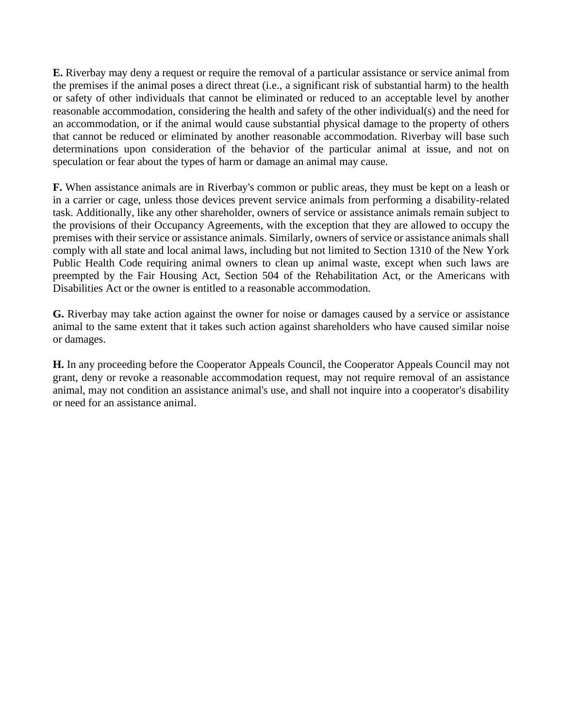**E.** Riverbay may deny a request or require the removal of a particular assistance or service animal from the premises if the animal poses a direct threat (i.e., a significant risk of substantial harm) to the health or safety of other individuals that cannot be eliminated or reduced to an acceptable level by another reasonable accommodation, considering the health and safety of the other individual(s) and the need for an accommodation, or if the animal would cause substantial physical damage to the property of others that cannot be reduced or eliminated by another reasonable accommodation. Riverbay will base such determinations upon consideration of the behavior of the particular animal at issue, and not on speculation or fear about the types of harm or damage an animal may cause.

**F.** When assistance animals are in Riverbay's common or public areas, they must be kept on a leash or in a carrier or cage, unless those devices prevent service animals from performing a disability-related task. Additionally, like any other shareholder, owners of service or assistance animals remain subject to the provisions of their Occupancy Agreements, with the exception that they are allowed to occupy the premises with their service or assistance animals. Similarly, owners of service or assistance animals shall comply with all state and local animal laws, including but not limited to Section 1310 of the New York Public Health Code requiring animal owners to clean up animal waste, except when such laws are preempted by the Fair Housing Act, Section 504 of the Rehabilitation Act, or the Americans with Disabilities Act or the owner is entitled to a reasonable accommodation.

**G.** Riverbay may take action against the owner for noise or damages caused by a service or assistance animal to the same extent that it takes such action against shareholders who have caused similar noise or damages.

**H.** In any proceeding before the Cooperator Appeals Council, the Cooperator Appeals Council may not grant, deny or revoke a reasonable accommodation request, may not require removal of an assistance animal, may not condition an assistance animal's use, and shall not inquire into a cooperator's disability or need for an assistance animal.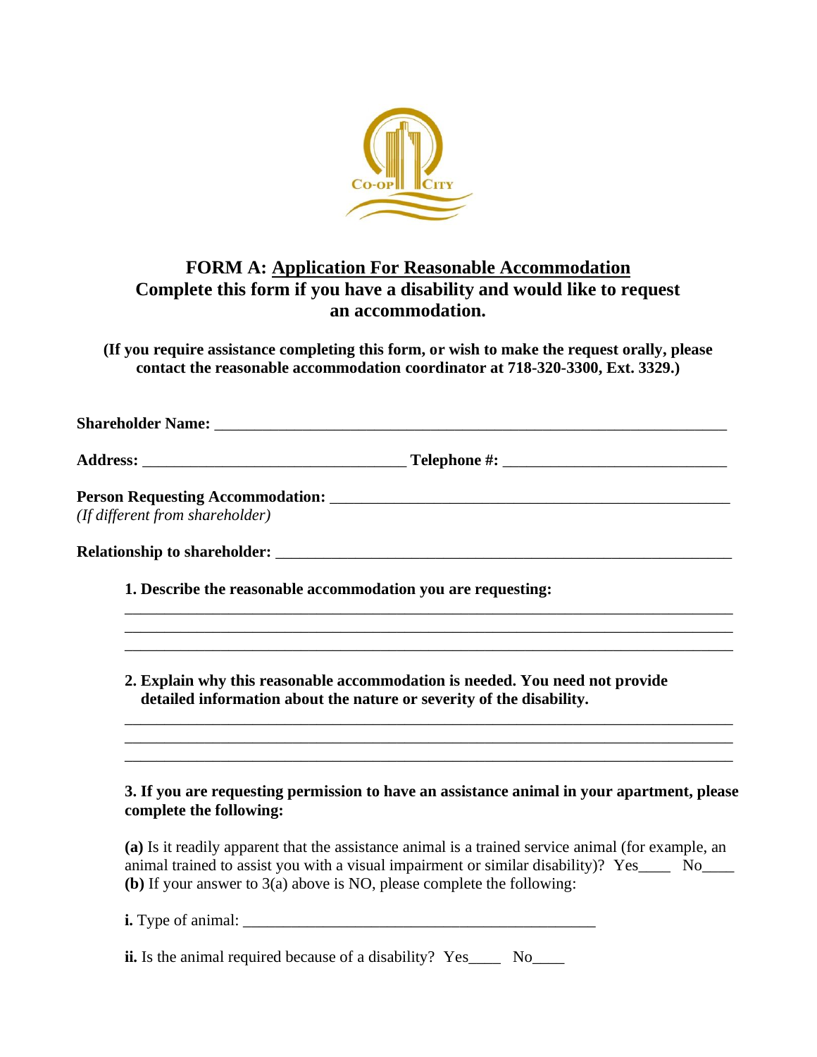# FORM A: Application For Reasonable Accommodation

## Complete this form if you have a disability and would like to request an accommodation.

**(If you require assistance completing this form, or wish to make the request orally, please contact the reasonable accommodation coordinator at 718-320-3300, Ext. 3329.)**

**Shareholder Name:** ______________________________________________________________

**Address:** ________________________________ **Telephone #:** ___________________________

**Person Requesting Accommodation:** _________________________________________________
*(If different from shareholder)*

**Relationship to shareholder:** ______________________________________________________

**1. Describe the reasonable accommodation you are requesting:**

_____________________________________________________________________________
_____________________________________________________________________________
_____________________________________________________________________________

**2. Explain why this reasonable accommodation is needed. You need not provide detailed information about the nature or severity of the disability.**

_____________________________________________________________________________
_____________________________________________________________________________
_____________________________________________________________________________

**3. If you are requesting permission to have an assistance animal in your apartment, please complete the following:**

**(a)** Is it readily apparent that the assistance animal is a trained service animal (for example, an animal trained to assist you with a visual impairment or similar disability)? Yes____ No____
**(b)** If your answer to 3(a) above is NO, please complete the following:

**i.** Type of animal: ____________________________________________

**ii.** Is the animal required because of a disability? Yes____ No____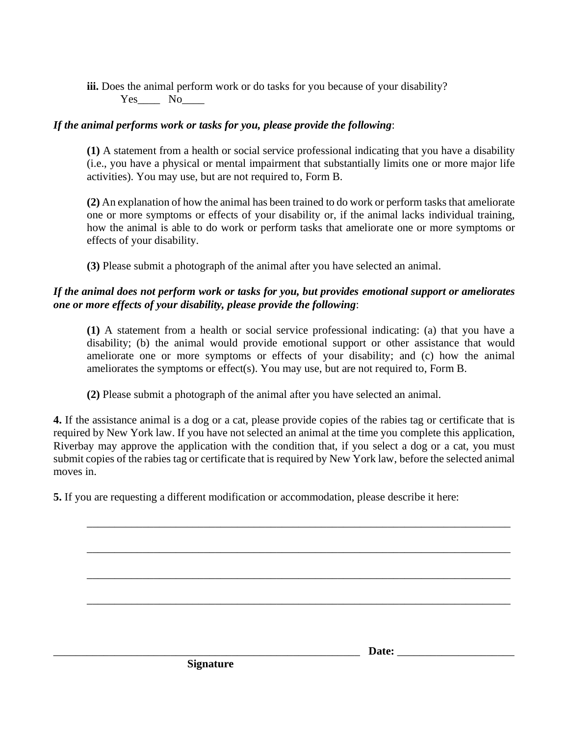**iii.** Does the animal perform work or do tasks for you because of your disability?
Yes____ No____

***If the animal performs work or tasks for you, please provide the following***:

**(1)** A statement from a health or social service professional indicating that you have a disability (i.e., you have a physical or mental impairment that substantially limits one or more major life activities). You may use, but are not required to, Form B.

**(2)** An explanation of how the animal has been trained to do work or perform tasks that ameliorate one or more symptoms or effects of your disability or, if the animal lacks individual training, how the animal is able to do work or perform tasks that ameliorate one or more symptoms or effects of your disability.

**(3)** Please submit a photograph of the animal after you have selected an animal.

***If the animal does not perform work or tasks for you, but provides emotional support or ameliorates one or more effects of your disability, please provide the following***:

**(1)** A statement from a health or social service professional indicating: (a) that you have a disability; (b) the animal would provide emotional support or other assistance that would ameliorate one or more symptoms or effects of your disability; and (c) how the animal ameliorates the symptoms or effect(s). You may use, but are not required to, Form B.

**(2)** Please submit a photograph of the animal after you have selected an animal.

**4.** If the assistance animal is a dog or a cat, please provide copies of the rabies tag or certificate that is required by New York law. If you have not selected an animal at the time you complete this application, Riverbay may approve the application with the condition that, if you select a dog or a cat, you must submit copies of the rabies tag or certificate that is required by New York law, before the selected animal moves in.

**5.** If you are requesting a different modification or accommodation, please describe it here:

________________________________________________________________________________

________________________________________________________________________________

________________________________________________________________________________

________________________________________________________________________________

________________________________________________________ **Date:** ____________________
**Signature**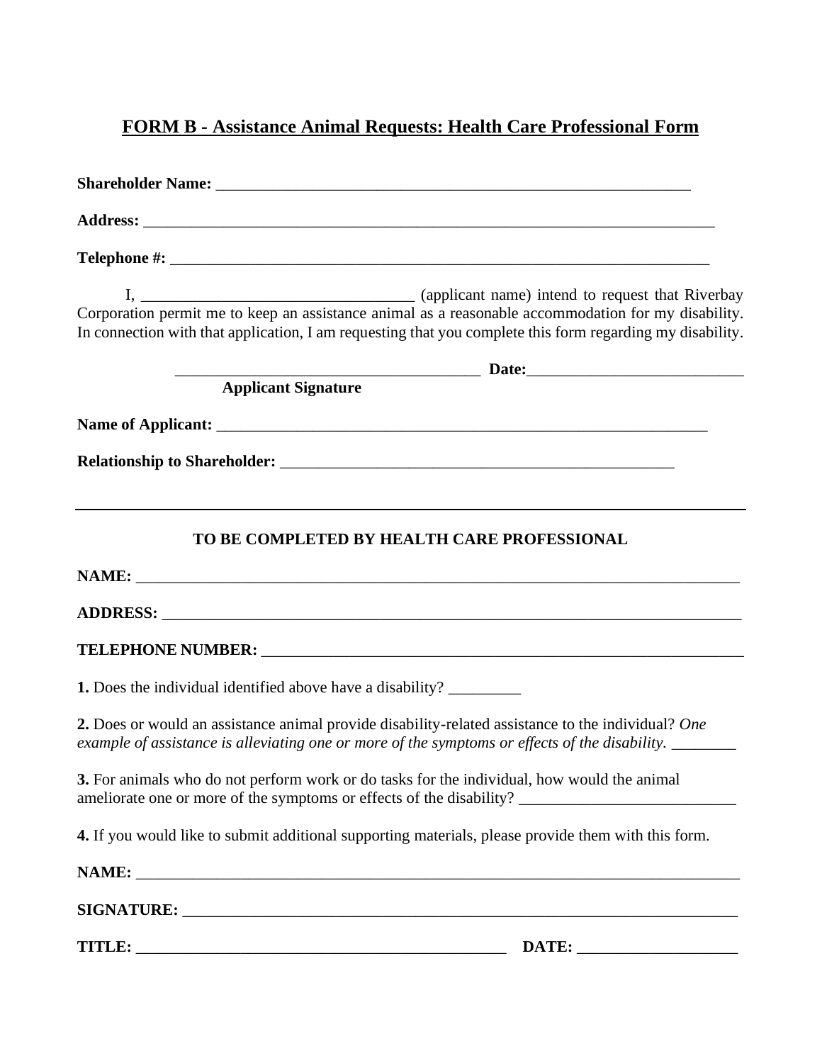# FORM B - Assistance Animal Requests: Health Care Professional Form

**Shareholder Name:** _______________________________________________________________

**Address:** ___________________________________________________________________________

**Telephone #:** _______________________________________________________________________

I, __________________________________ (applicant name) intend to request that Riverbay Corporation permit me to keep an assistance animal as a reasonable accommodation for my disability. In connection with that application, I am requesting that you complete this form regarding my disability.

______________________________________ **Date:**___________________________

**Applicant Signature**

**Name of Applicant:** _________________________________________________________________

**Relationship to Shareholder:** _____________________________________________________

---

**TO BE COMPLETED BY HEALTH CARE PROFESSIONAL**

**NAME:** _____________________________________________________________________________

**ADDRESS:** __________________________________________________________________________

**TELEPHONE NUMBER:** _________________________________________________________________

**1.** Does the individual identified above have a disability? _________

**2.** Does or would an assistance animal provide disability-related assistance to the individual? *One example of assistance is alleviating one or more of the symptoms or effects of the disability.* ________

**3.** For animals who do not perform work or do tasks for the individual, how would the animal ameliorate one or more of the symptoms or effects of the disability? __________________________

**4.** If you would like to submit additional supporting materials, please provide them with this form.

**NAME:** _____________________________________________________________________________

**SIGNATURE:** ________________________________________________________________________

**TITLE:** ________________________________________________ **DATE:** ____________________